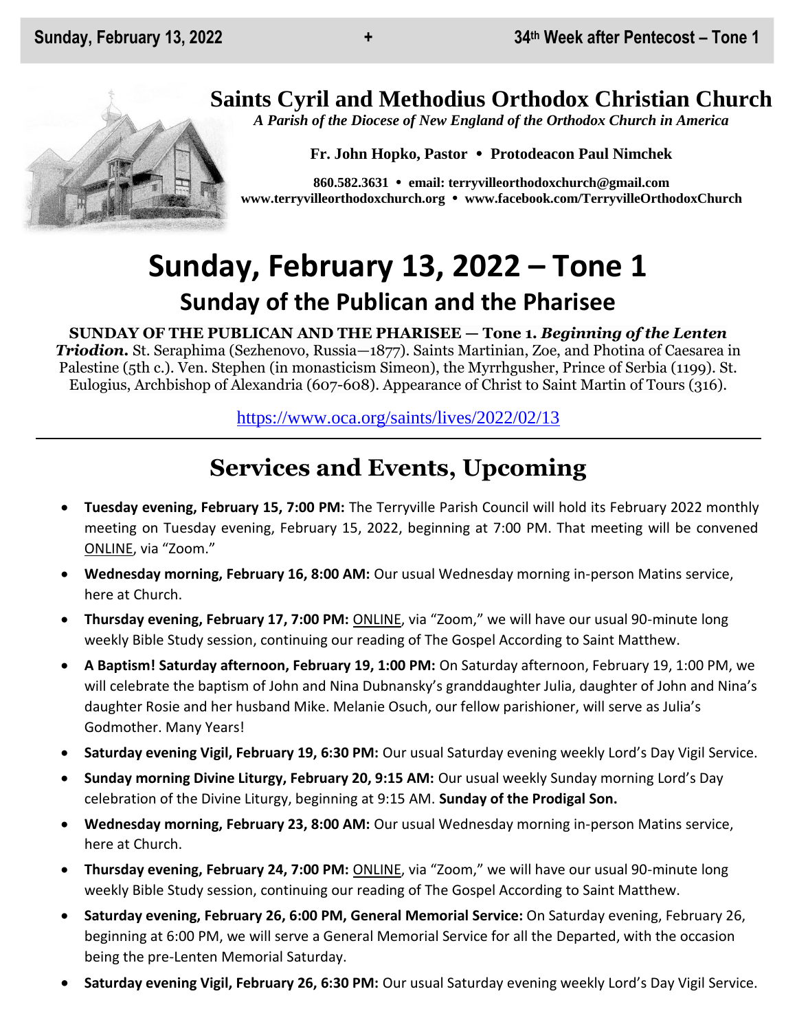# Saints Cyril and Methodius Orthodox Christian Church

*A Parish of the Diocese of New England of the Orthodox Church in America*

**Fr. John Hopko, Pastor • Protodeacon Paul Nimchek**

**860.582.3631 • email: terryvilleorthodoxchurch@gmail.com**
**www.terryvilleorthodoxchurch.org • www.facebook.com/TerryvilleOrthodoxChurch**

# Sunday, February 13, 2022 – Tone 1

## Sunday of the Publican and the Pharisee

**SUNDAY OF THE PUBLICAN AND THE PHARISEE — Tone 1.** ***Beginning of the Lenten Triodion.*** St. Seraphima (Sezhenovo, Russia—1877). Saints Martinian, Zoe, and Photina of Caesarea in Palestine (5th c.). Ven. Stephen (in monasticism Simeon), the Myrrhgusher, Prince of Serbia (1199). St. Eulogius, Archbishop of Alexandria (607-608). Appearance of Christ to Saint Martin of Tours (316).

https://www.oca.org/saints/lives/2022/02/13

---

## Services and Events, Upcoming

- **Tuesday evening, February 15, 7:00 PM:** The Terryville Parish Council will hold its February 2022 monthly meeting on Tuesday evening, February 15, 2022, beginning at 7:00 PM. That meeting will be convened ONLINE, via "Zoom."
- **Wednesday morning, February 16, 8:00 AM:** Our usual Wednesday morning in-person Matins service, here at Church.
- **Thursday evening, February 17, 7:00 PM:** ONLINE, via "Zoom," we will have our usual 90-minute long weekly Bible Study session, continuing our reading of The Gospel According to Saint Matthew.
- **A Baptism! Saturday afternoon, February 19, 1:00 PM:** On Saturday afternoon, February 19, 1:00 PM, we will celebrate the baptism of John and Nina Dubnansky's granddaughter Julia, daughter of John and Nina's daughter Rosie and her husband Mike. Melanie Osuch, our fellow parishioner, will serve as Julia's Godmother. Many Years!
- **Saturday evening Vigil, February 19, 6:30 PM:** Our usual Saturday evening weekly Lord's Day Vigil Service.
- **Sunday morning Divine Liturgy, February 20, 9:15 AM:** Our usual weekly Sunday morning Lord's Day celebration of the Divine Liturgy, beginning at 9:15 AM. **Sunday of the Prodigal Son.**
- **Wednesday morning, February 23, 8:00 AM:** Our usual Wednesday morning in-person Matins service, here at Church.
- **Thursday evening, February 24, 7:00 PM:** ONLINE, via "Zoom," we will have our usual 90-minute long weekly Bible Study session, continuing our reading of The Gospel According to Saint Matthew.
- **Saturday evening, February 26, 6:00 PM, General Memorial Service:** On Saturday evening, February 26, beginning at 6:00 PM, we will serve a General Memorial Service for all the Departed, with the occasion being the pre-Lenten Memorial Saturday.
- **Saturday evening Vigil, February 26, 6:30 PM:** Our usual Saturday evening weekly Lord's Day Vigil Service.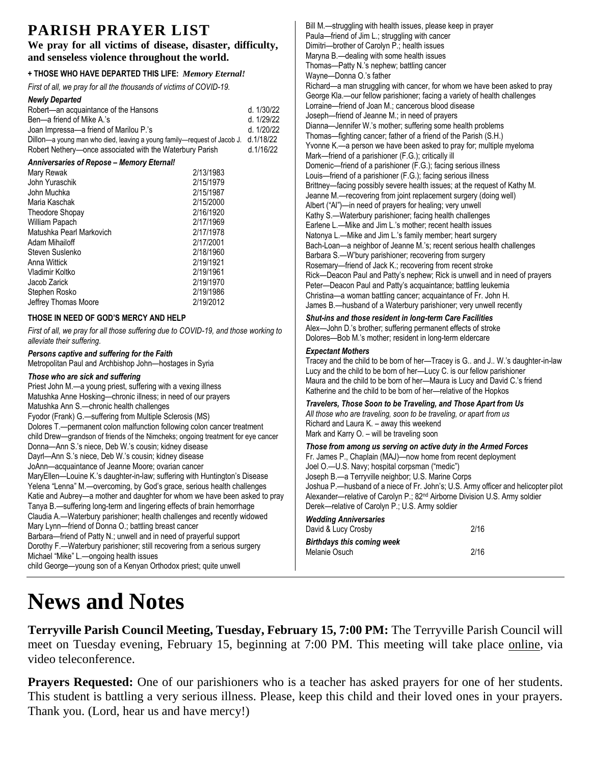# PARISH PRAYER LIST

**We pray for all victims of disease, disaster, difficulty, and senseless violence throughout the world.**

**+ THOSE WHO HAVE DEPARTED THIS LIFE:** ***Memory Eternal!***

*First of all, we pray for all the thousands of victims of COVID-19.*

***Newly Departed***

| | |
|---|---|
| Robert—an acquaintance of the Hansons | d. 1/30/22 |
| Ben—a friend of Mike A.'s | d. 1/29/22 |
| Joan Impressa—a friend of Marilou P.'s | d. 1/20/22 |
| Dillon—a young man who died, leaving a young family—request of Jacob J. | d.1/18/22 |
| Robert Nethery—once associated with the Waterbury Parish | d.1/16/22 |

***Anniversaries of Repose – Memory Eternal!***

| | |
|---|---|
| Mary Rewak | 2/13/1983 |
| John Yuraschik | 2/15/1979 |
| John Muchka | 2/15/1987 |
| Maria Kaschak | 2/15/2000 |
| Theodore Shopay | 2/16/1920 |
| William Papach | 2/17/1969 |
| Matushka Pearl Markovich | 2/17/1978 |
| Adam Mihailoff | 2/17/2001 |
| Steven Suslenko | 2/18/1960 |
| Anna Wittick | 2/19/1921 |
| Vladimir Koltko | 2/19/1961 |
| Jacob Zarick | 2/19/1970 |
| Stephen Rosko | 2/19/1986 |
| Jeffrey Thomas Moore | 2/19/2012 |

**THOSE IN NEED OF GOD'S MERCY AND HELP**

*First of all, we pray for all those suffering due to COVID-19, and those working to alleviate their suffering.*

***Persons captive and suffering for the Faith***

Metropolitan Paul and Archbishop John—hostages in Syria

***Those who are sick and suffering***

Priest John M.—a young priest, suffering with a vexing illness
Matushka Anne Hosking—chronic illness; in need of our prayers
Matushka Ann S.—chronic health challenges
Fyodor (Frank) G.—suffering from Multiple Sclerosis (MS)
Dolores T.—permanent colon malfunction following colon cancer treatment
child Drew—grandson of friends of the Nimcheks; ongoing treatment for eye cancer
Donna—Ann S.'s niece, Deb W.'s cousin; kidney disease
Dayrl—Ann S.'s niece, Deb W.'s cousin; kidney disease
JoAnn—acquaintance of Jeanne Moore; ovarian cancer
MaryEllen—Louine K.'s daughter-in-law; suffering with Huntington's Disease
Yelena "Lenna" M.—overcoming, by God's grace, serious health challenges
Katie and Aubrey—a mother and daughter for whom we have been asked to pray
Tanya B.—suffering long-term and lingering effects of brain hemorrhage
Claudia A.—Waterbury parishioner; health challenges and recently widowed
Mary Lynn—friend of Donna O.; battling breast cancer
Barbara—friend of Patty N.; unwell and in need of prayerful support
Dorothy F.—Waterbury parishioner; still recovering from a serious surgery
Michael "Mike" L.—ongoing health issues
child George—young son of a Kenyan Orthodox priest; quite unwell
Bill M.—struggling with health issues, please keep in prayer
Paula—friend of Jim L.; struggling with cancer
Dimitri—brother of Carolyn P.; health issues
Maryna B.—dealing with some health issues
Thomas—Patty N.'s nephew; battling cancer
Wayne—Donna O.'s father
Richard—a man struggling with cancer, for whom we have been asked to pray
George Kla.—our fellow parishioner; facing a variety of health challenges
Lorraine—friend of Joan M.; cancerous blood disease
Joseph—friend of Jeanne M.; in need of prayers
Dianna—Jennifer W.'s mother; suffering some health problems
Thomas—fighting cancer; father of a friend of the Parish (S.H.)
Yvonne K.—a person we have been asked to pray for; multiple myeloma
Mark—friend of a parishioner (F.G.); critically ill
Domenic—friend of a parishioner (F.G.); facing serious illness
Louis—friend of a parishioner (F.G.); facing serious illness
Brittney—facing possibly severe health issues; at the request of Kathy M.
Jeanne M.—recovering from joint replacement surgery (doing well)
Albert ("Al")—in need of prayers for healing; very unwell
Kathy S.—Waterbury parishioner; facing health challenges
Earlene L.—Mike and Jim L.'s mother; recent health issues
Natonya L.—Mike and Jim L.'s family member; heart surgery
Bach-Loan—a neighbor of Jeanne M.'s; recent serious health challenges
Barbara S.—W'bury parishioner; recovering from surgery
Rosemary—friend of Jack K.; recovering from recent stroke
Rick—Deacon Paul and Patty's nephew; Rick is unwell and in need of prayers
Peter—Deacon Paul and Patty's acquaintance; battling leukemia
Christina—a woman battling cancer; acquaintance of Fr. John H.
James B.—husband of a Waterbury parishioner; very unwell recently

***Shut-ins and those resident in long-term Care Facilities***

Alex—John D.'s brother; suffering permanent effects of stroke
Dolores—Bob M.'s mother; resident in long-term eldercare

***Expectant Mothers***

Tracey and the child to be born of her—Tracey is G.. and J.. W.'s daughter-in-law
Lucy and the child to be born of her—Lucy C. is our fellow parishioner
Maura and the child to be born of her—Maura is Lucy and David C.'s friend
Katherine and the child to be born of her—relative of the Hopkos

***Travelers, Those Soon to be Traveling, and Those Apart from Us***

*All those who are traveling, soon to be traveling, or apart from us*
Richard and Laura K. – away this weekend
Mark and Karry O. – will be traveling soon

***Those from among us serving on active duty in the Armed Forces***

Fr. James P., Chaplain (MAJ)—now home from recent deployment
Joel O.—U.S. Navy; hospital corpsman ("medic")
Joseph B.—a Terryville neighbor; U.S. Marine Corps
Joshua P.—husband of a niece of Fr. John's; U.S. Army officer and helicopter pilot
Alexander—relative of Carolyn P.; 82nd Airborne Division U.S. Army soldier
Derek—relative of Carolyn P.; U.S. Army soldier

***Wedding Anniversaries***

| | |
|---|---|
| David & Lucy Crosby | 2/16 |

***Birthdays this coming week***

| | |
|---|---|
| Melanie Osuch | 2/16 |

# News and Notes

**Terryville Parish Council Meeting, Tuesday, February 15, 7:00 PM:** The Terryville Parish Council will meet on Tuesday evening, February 15, beginning at 7:00 PM. This meeting will take place online, via video teleconference.

**Prayers Requested:** One of our parishioners who is a teacher has asked prayers for one of her students. This student is battling a very serious illness. Please, keep this child and their loved ones in your prayers. Thank you. (Lord, hear us and have mercy!)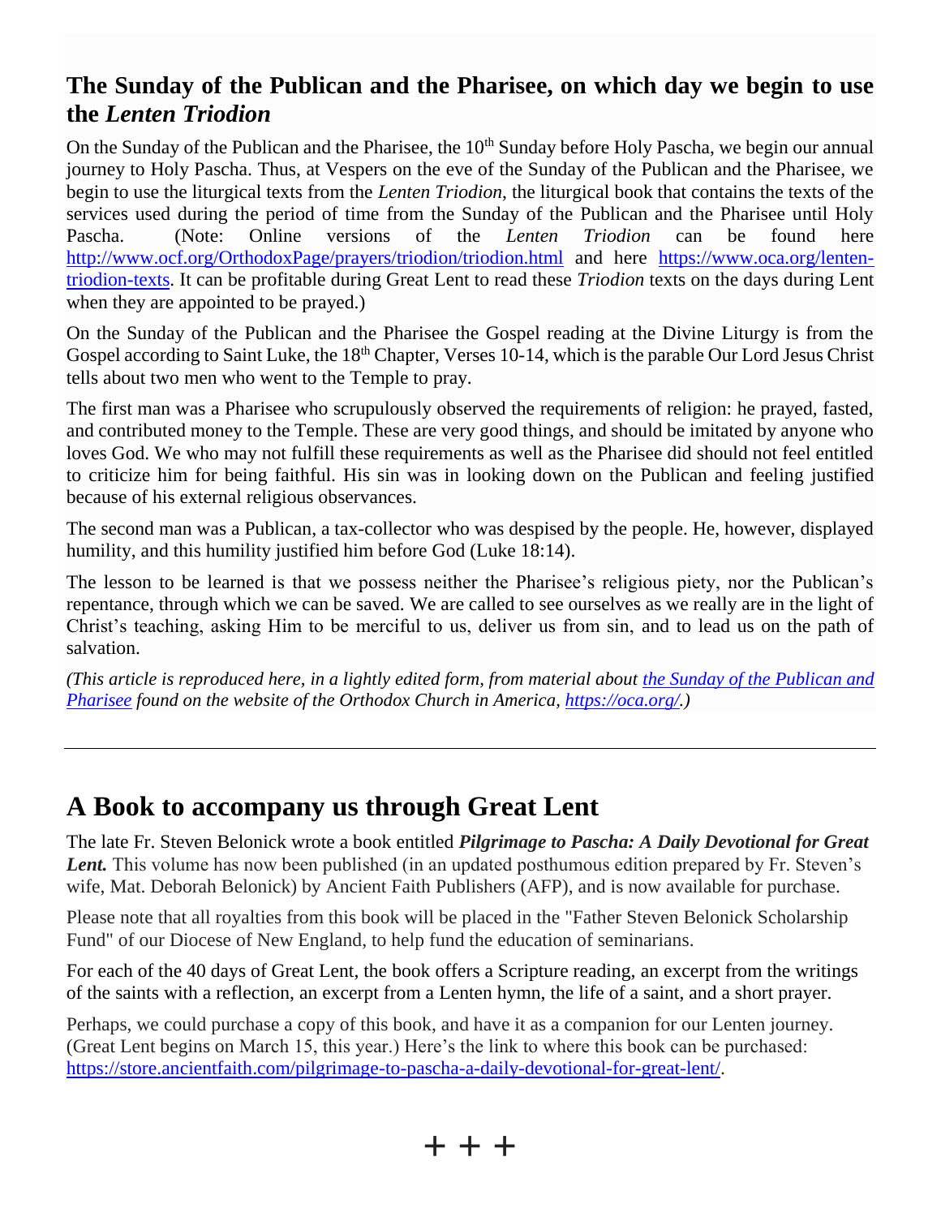## The Sunday of the Publican and the Pharisee, on which day we begin to use the *Lenten Triodion*

On the Sunday of the Publican and the Pharisee, the 10th Sunday before Holy Pascha, we begin our annual journey to Holy Pascha. Thus, at Vespers on the eve of the Sunday of the Publican and the Pharisee, we begin to use the liturgical texts from the *Lenten Triodion*, the liturgical book that contains the texts of the services used during the period of time from the Sunday of the Publican and the Pharisee until Holy Pascha. (Note: Online versions of the *Lenten Triodion* can be found here http://www.ocf.org/OrthodoxPage/prayers/triodion/triodion.html and here https://www.oca.org/lenten-triodion-texts. It can be profitable during Great Lent to read these *Triodion* texts on the days during Lent when they are appointed to be prayed.)

On the Sunday of the Publican and the Pharisee the Gospel reading at the Divine Liturgy is from the Gospel according to Saint Luke, the 18th Chapter, Verses 10-14, which is the parable Our Lord Jesus Christ tells about two men who went to the Temple to pray.

The first man was a Pharisee who scrupulously observed the requirements of religion: he prayed, fasted, and contributed money to the Temple. These are very good things, and should be imitated by anyone who loves God. We who may not fulfill these requirements as well as the Pharisee did should not feel entitled to criticize him for being faithful. His sin was in looking down on the Publican and feeling justified because of his external religious observances.

The second man was a Publican, a tax-collector who was despised by the people. He, however, displayed humility, and this humility justified him before God (Luke 18:14).

The lesson to be learned is that we possess neither the Pharisee's religious piety, nor the Publican's repentance, through which we can be saved. We are called to see ourselves as we really are in the light of Christ's teaching, asking Him to be merciful to us, deliver us from sin, and to lead us on the path of salvation.

*(This article is reproduced here, in a lightly edited form, from material about the Sunday of the Publican and Pharisee found on the website of the Orthodox Church in America, https://oca.org/.)*

---

## A Book to accompany us through Great Lent

The late Fr. Steven Belonick wrote a book entitled ***Pilgrimage to Pascha: A Daily Devotional for Great Lent.*** This volume has now been published (in an updated posthumous edition prepared by Fr. Steven's wife, Mat. Deborah Belonick) by Ancient Faith Publishers (AFP), and is now available for purchase.

Please note that all royalties from this book will be placed in the "Father Steven Belonick Scholarship Fund" of our Diocese of New England, to help fund the education of seminarians.

For each of the 40 days of Great Lent, the book offers a Scripture reading, an excerpt from the writings of the saints with a reflection, an excerpt from a Lenten hymn, the life of a saint, and a short prayer.

Perhaps, we could purchase a copy of this book, and have it as a companion for our Lenten journey. (Great Lent begins on March 15, this year.) Here's the link to where this book can be purchased: https://store.ancientfaith.com/pilgrimage-to-pascha-a-daily-devotional-for-great-lent/.

+ + +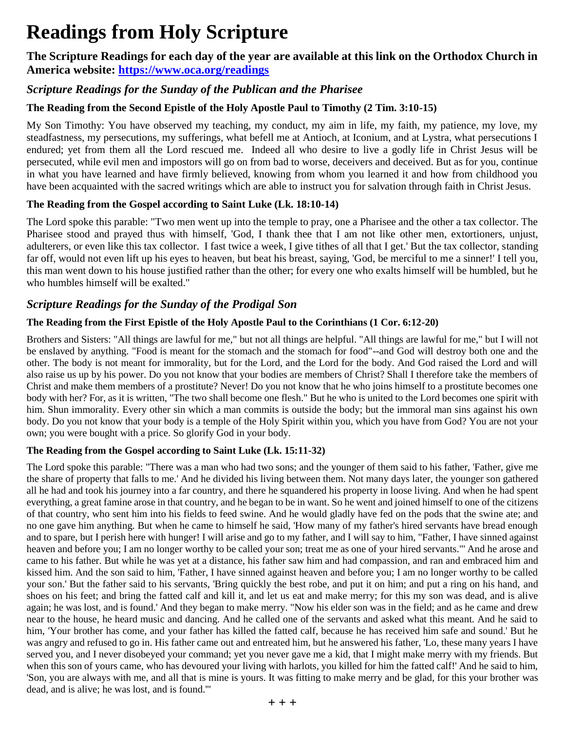# Readings from Holy Scripture

## The Scripture Readings for each day of the year are available at this link on the Orthodox Church in America website: [https://www.oca.org/readings](https://www.oca.org/readings)

### *Scripture Readings for the Sunday of the Publican and the Pharisee*

#### The Reading from the Second Epistle of the Holy Apostle Paul to Timothy (2 Tim. 3:10-15)

My Son Timothy: You have observed my teaching, my conduct, my aim in life, my faith, my patience, my love, my steadfastness, my persecutions, my sufferings, what befell me at Antioch, at Iconium, and at Lystra, what persecutions I endured; yet from them all the Lord rescued me. Indeed all who desire to live a godly life in Christ Jesus will be persecuted, while evil men and impostors will go on from bad to worse, deceivers and deceived. But as for you, continue in what you have learned and have firmly believed, knowing from whom you learned it and how from childhood you have been acquainted with the sacred writings which are able to instruct you for salvation through faith in Christ Jesus.

#### The Reading from the Gospel according to Saint Luke (Lk. 18:10-14)

The Lord spoke this parable: "Two men went up into the temple to pray, one a Pharisee and the other a tax collector. The Pharisee stood and prayed thus with himself, 'God, I thank thee that I am not like other men, extortioners, unjust, adulterers, or even like this tax collector. I fast twice a week, I give tithes of all that I get.' But the tax collector, standing far off, would not even lift up his eyes to heaven, but beat his breast, saying, 'God, be merciful to me a sinner!' I tell you, this man went down to his house justified rather than the other; for every one who exalts himself will be humbled, but he who humbles himself will be exalted."

### *Scripture Readings for the Sunday of the Prodigal Son*

#### The Reading from the First Epistle of the Holy Apostle Paul to the Corinthians (1 Cor. 6:12-20)

Brothers and Sisters: "All things are lawful for me," but not all things are helpful. "All things are lawful for me," but I will not be enslaved by anything. "Food is meant for the stomach and the stomach for food"--and God will destroy both one and the other. The body is not meant for immorality, but for the Lord, and the Lord for the body. And God raised the Lord and will also raise us up by his power. Do you not know that your bodies are members of Christ? Shall I therefore take the members of Christ and make them members of a prostitute? Never! Do you not know that he who joins himself to a prostitute becomes one body with her? For, as it is written, "The two shall become one flesh." But he who is united to the Lord becomes one spirit with him. Shun immorality. Every other sin which a man commits is outside the body; but the immoral man sins against his own body. Do you not know that your body is a temple of the Holy Spirit within you, which you have from God? You are not your own; you were bought with a price. So glorify God in your body.

#### The Reading from the Gospel according to Saint Luke (Lk. 15:11-32)

The Lord spoke this parable: "There was a man who had two sons; and the younger of them said to his father, 'Father, give me the share of property that falls to me.' And he divided his living between them. Not many days later, the younger son gathered all he had and took his journey into a far country, and there he squandered his property in loose living. And when he had spent everything, a great famine arose in that country, and he began to be in want. So he went and joined himself to one of the citizens of that country, who sent him into his fields to feed swine. And he would gladly have fed on the pods that the swine ate; and no one gave him anything. But when he came to himself he said, 'How many of my father's hired servants have bread enough and to spare, but I perish here with hunger! I will arise and go to my father, and I will say to him, "Father, I have sinned against heaven and before you; I am no longer worthy to be called your son; treat me as one of your hired servants."' And he arose and came to his father. But while he was yet at a distance, his father saw him and had compassion, and ran and embraced him and kissed him. And the son said to him, 'Father, I have sinned against heaven and before you; I am no longer worthy to be called your son.' But the father said to his servants, 'Bring quickly the best robe, and put it on him; and put a ring on his hand, and shoes on his feet; and bring the fatted calf and kill it, and let us eat and make merry; for this my son was dead, and is alive again; he was lost, and is found.' And they began to make merry. "Now his elder son was in the field; and as he came and drew near to the house, he heard music and dancing. And he called one of the servants and asked what this meant. And he said to him, 'Your brother has come, and your father has killed the fatted calf, because he has received him safe and sound.' But he was angry and refused to go in. His father came out and entreated him, but he answered his father, 'Lo, these many years I have served you, and I never disobeyed your command; yet you never gave me a kid, that I might make merry with my friends. But when this son of yours came, who has devoured your living with harlots, you killed for him the fatted calf!' And he said to him, 'Son, you are always with me, and all that is mine is yours. It was fitting to make merry and be glad, for this your brother was dead, and is alive; he was lost, and is found.'"

+ + +